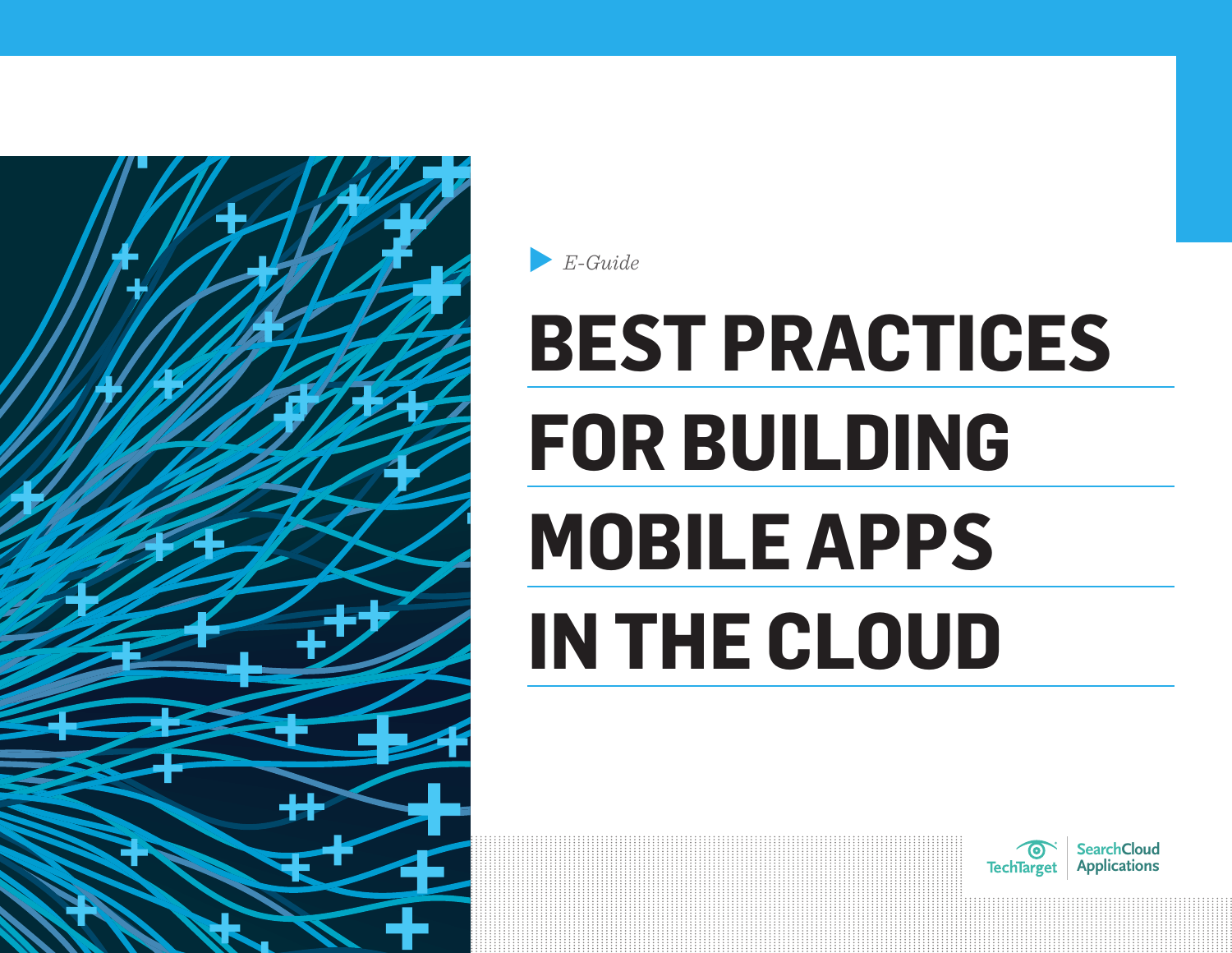*E-Guide*

# BEST PRACTICES FOR BUILDING MOBILE APPS IN THE CLOUD

TechTarget | SearchCloud Applications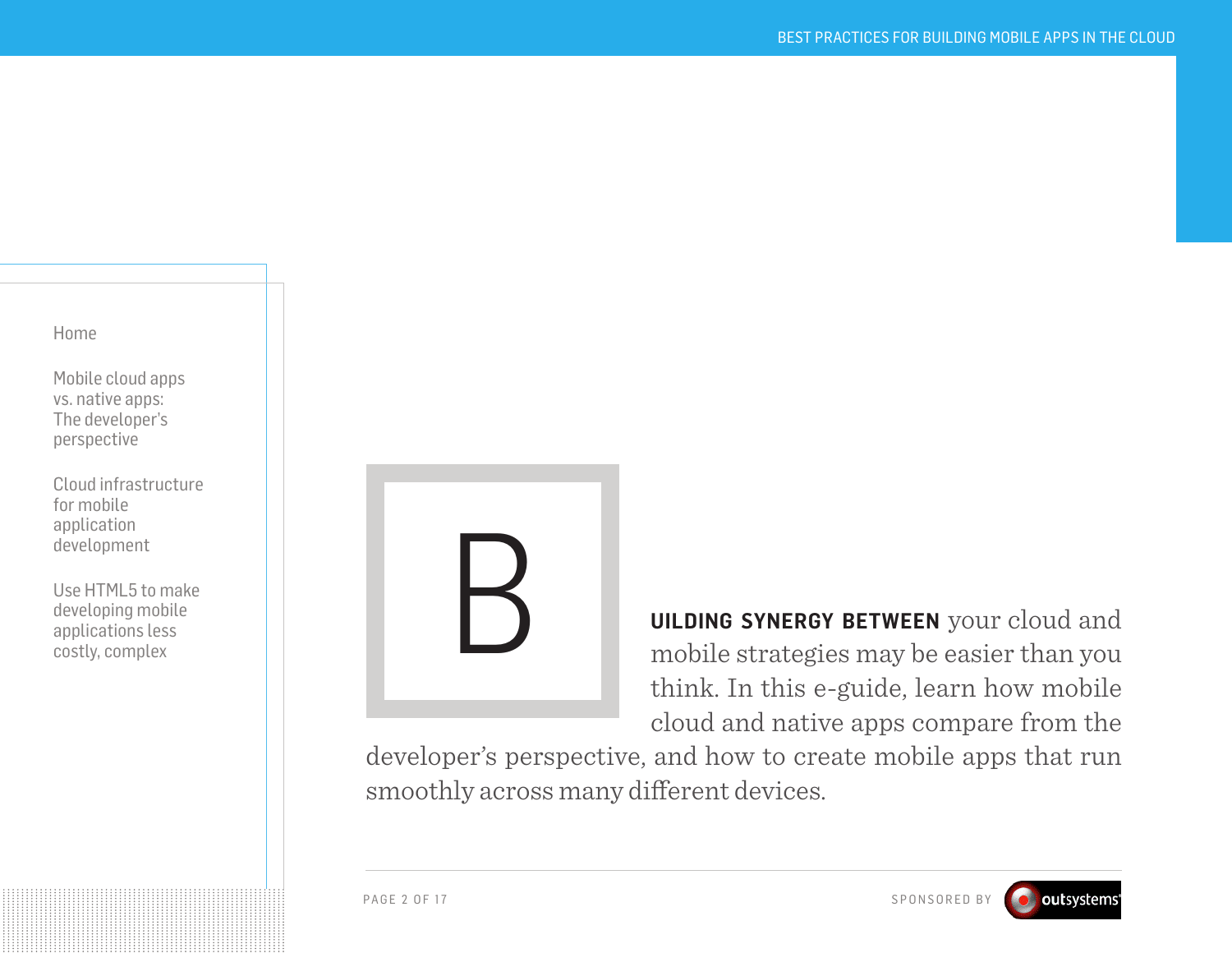- Home
- Mobile cloud apps vs. native apps: The developer's perspective
- Cloud infrastructure for mobile application development
- Use HTML5 to make developing mobile applications less costly, complex

**BUILDING SYNERGY BETWEEN** your cloud and mobile strategies may be easier than you think. In this e-guide, learn how mobile cloud and native apps compare from the developer's perspective, and how to create mobile apps that run smoothly across many different devices.

SPONSORED BY outsystems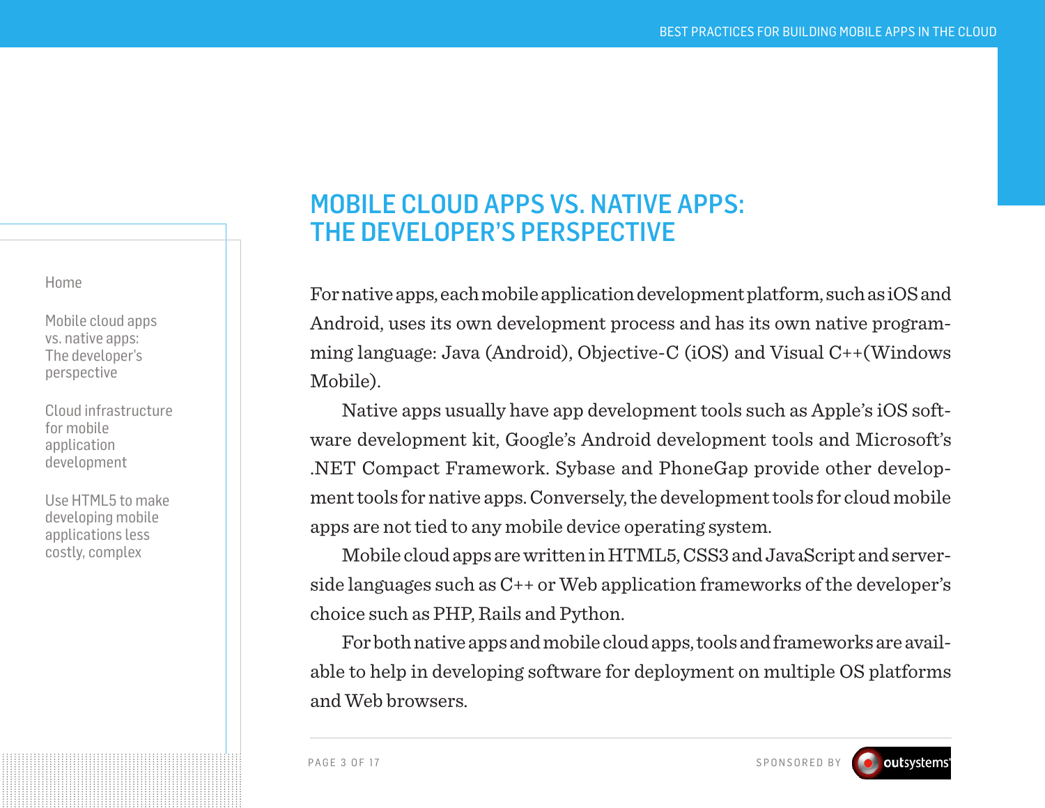# MOBILE CLOUD APPS VS. NATIVE APPS: THE DEVELOPER'S PERSPECTIVE

For native apps, each mobile application development platform, such as iOS and Android, uses its own development process and has its own native programming language: Java (Android), Objective-C (iOS) and Visual C++(Windows Mobile).

Native apps usually have app development tools such as Apple's iOS software development kit, Google's Android development tools and Microsoft's .NET Compact Framework. Sybase and PhoneGap provide other development tools for native apps. Conversely, the development tools for cloud mobile apps are not tied to any mobile device operating system.

Mobile cloud apps are written in HTML5, CSS3 and JavaScript and server-side languages such as C++ or Web application frameworks of the developer's choice such as PHP, Rails and Python.

For both native apps and mobile cloud apps, tools and frameworks are available to help in developing software for deployment on multiple OS platforms and Web browsers.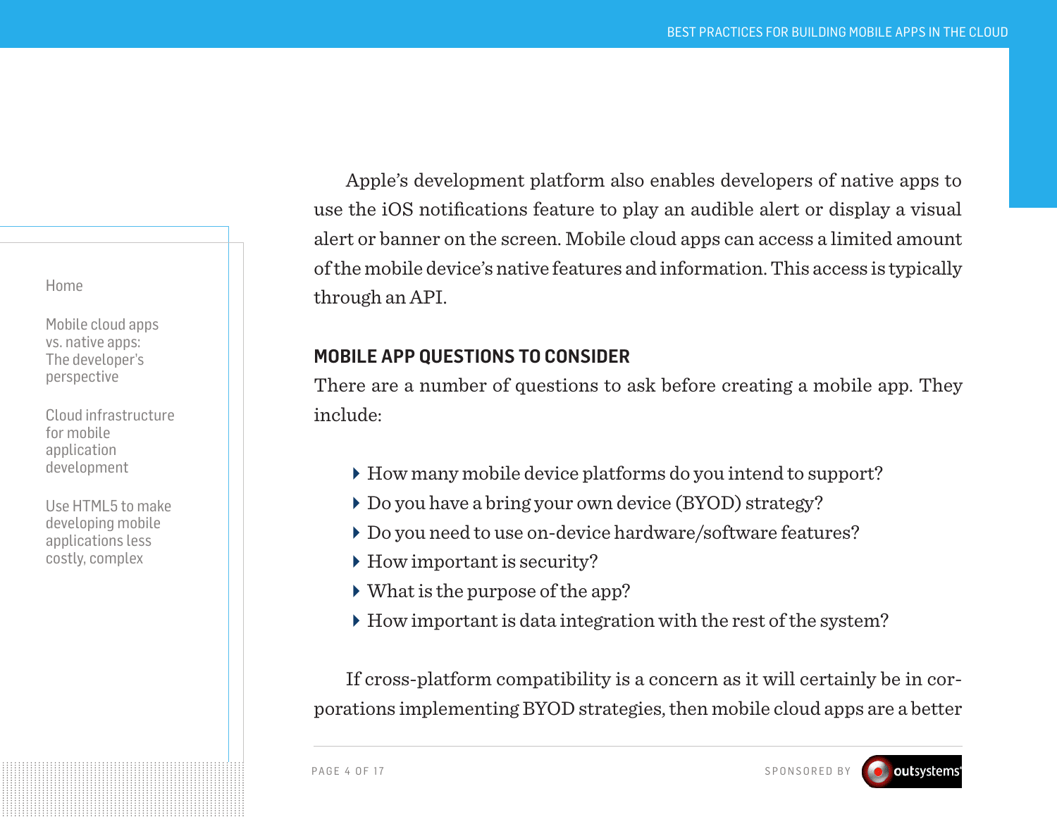Apple's development platform also enables developers of native apps to use the iOS notifications feature to play an audible alert or display a visual alert or banner on the screen. Mobile cloud apps can access a limited amount of the mobile device's native features and information. This access is typically through an API.

## MOBILE APP QUESTIONS TO CONSIDER

There are a number of questions to ask before creating a mobile app. They include:

- How many mobile device platforms do you intend to support?
- Do you have a bring your own device (BYOD) strategy?
- Do you need to use on-device hardware/software features?
- How important is security?
- What is the purpose of the app?
- How important is data integration with the rest of the system?

If cross-platform compatibility is a concern as it will certainly be in corporations implementing BYOD strategies, then mobile cloud apps are a better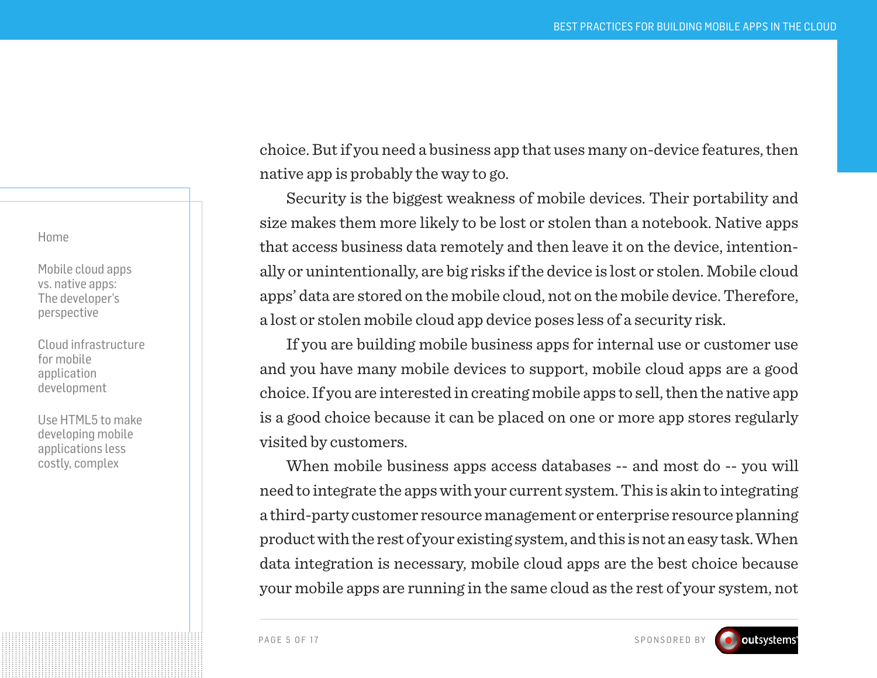choice. But if you need a business app that uses many on-device features, then native app is probably the way to go.

Security is the biggest weakness of mobile devices. Their portability and size makes them more likely to be lost or stolen than a notebook. Native apps that access business data remotely and then leave it on the device, intentionally or unintentionally, are big risks if the device is lost or stolen. Mobile cloud apps' data are stored on the mobile cloud, not on the mobile device. Therefore, a lost or stolen mobile cloud app device poses less of a security risk.

If you are building mobile business apps for internal use or customer use and you have many mobile devices to support, mobile cloud apps are a good choice. If you are interested in creating mobile apps to sell, then the native app is a good choice because it can be placed on one or more app stores regularly visited by customers.

When mobile business apps access databases -- and most do -- you will need to integrate the apps with your current system. This is akin to integrating a third-party customer resource management or enterprise resource planning product with the rest of your existing system, and this is not an easy task. When data integration is necessary, mobile cloud apps are the best choice because your mobile apps are running in the same cloud as the rest of your system, not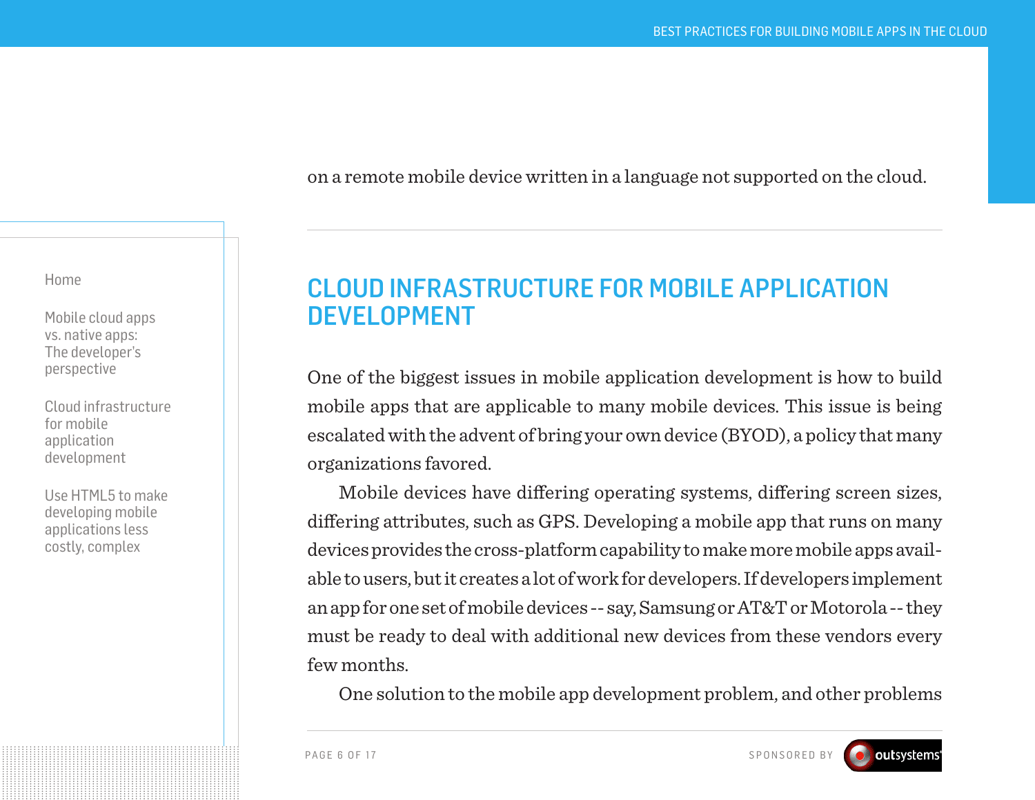on a remote mobile device written in a language not supported on the cloud.

---

## CLOUD INFRASTRUCTURE FOR MOBILE APPLICATION DEVELOPMENT

One of the biggest issues in mobile application development is how to build mobile apps that are applicable to many mobile devices. This issue is being escalated with the advent of bring your own device (BYOD), a policy that many organizations favored.

Mobile devices have differing operating systems, differing screen sizes, differing attributes, such as GPS. Developing a mobile app that runs on many devices provides the cross-platform capability to make more mobile apps available to users, but it creates a lot of work for developers. If developers implement an app for one set of mobile devices -- say, Samsung or AT&T or Motorola -- they must be ready to deal with additional new devices from these vendors every few months.

One solution to the mobile app development problem, and other problems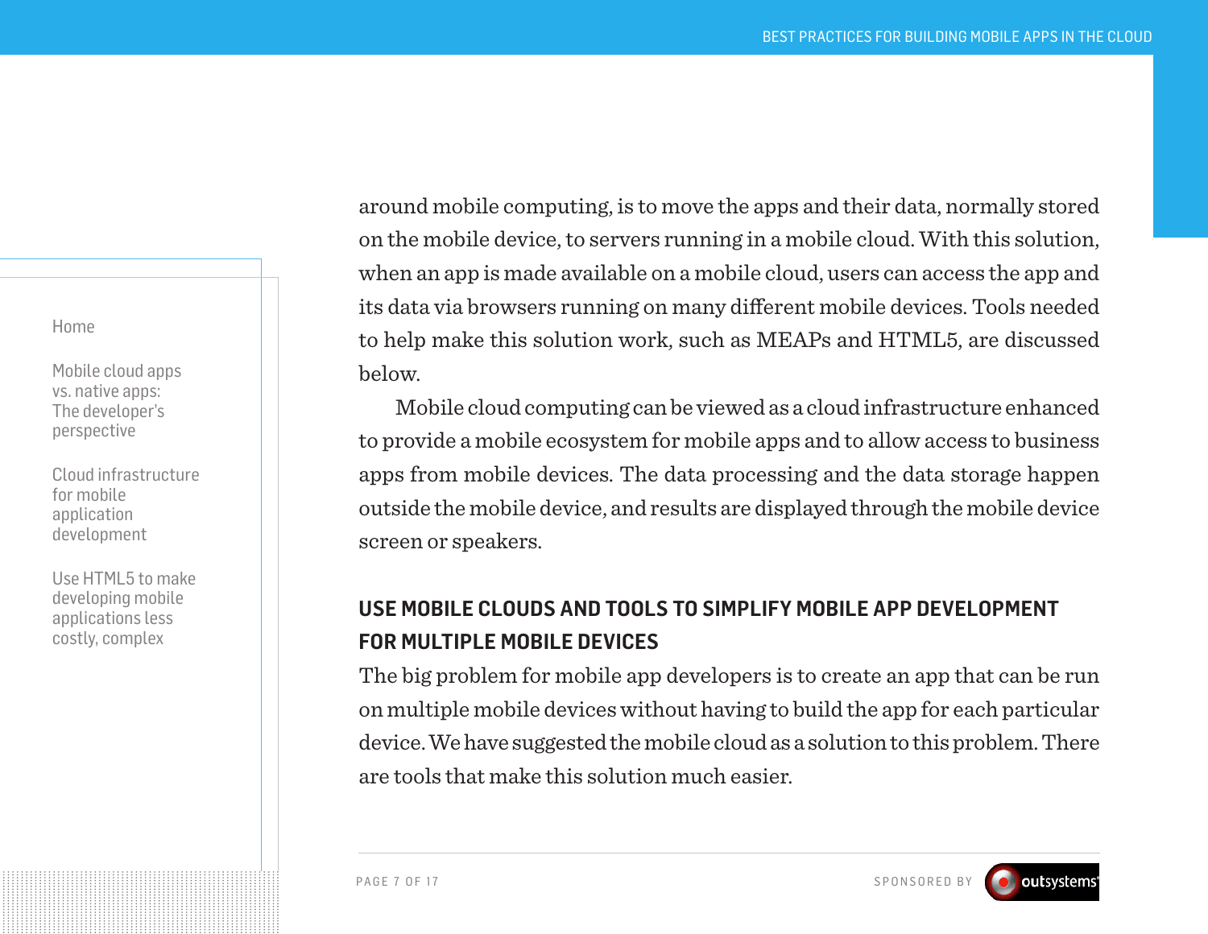around mobile computing, is to move the apps and their data, normally stored on the mobile device, to servers running in a mobile cloud. With this solution, when an app is made available on a mobile cloud, users can access the app and its data via browsers running on many different mobile devices. Tools needed to help make this solution work, such as MEAPs and HTML5, are discussed below.

Mobile cloud computing can be viewed as a cloud infrastructure enhanced to provide a mobile ecosystem for mobile apps and to allow access to business apps from mobile devices. The data processing and the data storage happen outside the mobile device, and results are displayed through the mobile device screen or speakers.

## USE MOBILE CLOUDS AND TOOLS TO SIMPLIFY MOBILE APP DEVELOPMENT FOR MULTIPLE MOBILE DEVICES

The big problem for mobile app developers is to create an app that can be run on multiple mobile devices without having to build the app for each particular device. We have suggested the mobile cloud as a solution to this problem. There are tools that make this solution much easier.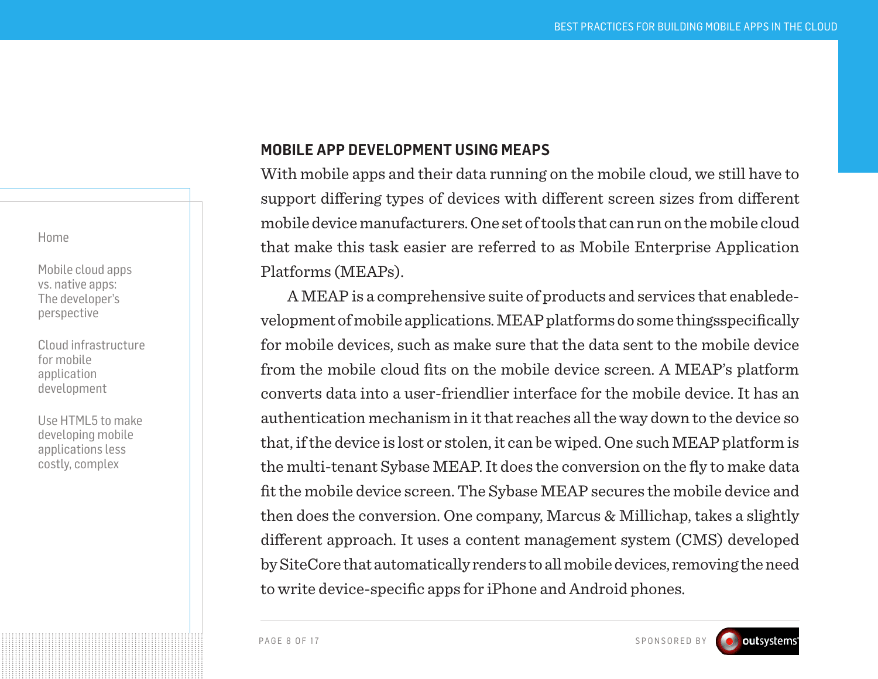## MOBILE APP DEVELOPMENT USING MEAPS

With mobile apps and their data running on the mobile cloud, we still have to support differing types of devices with different screen sizes from different mobile device manufacturers. One set of tools that can run on the mobile cloud that make this task easier are referred to as Mobile Enterprise Application Platforms (MEAPs).

A MEAP is a comprehensive suite of products and services that enabledevelopment of mobile applications. MEAP platforms do some thingsspecifically for mobile devices, such as make sure that the data sent to the mobile device from the mobile cloud fits on the mobile device screen. A MEAP's platform converts data into a user-friendlier interface for the mobile device. It has an authentication mechanism in it that reaches all the way down to the device so that, if the device is lost or stolen, it can be wiped. One such MEAP platform is the multi-tenant Sybase MEAP. It does the conversion on the fly to make data fit the mobile device screen. The Sybase MEAP secures the mobile device and then does the conversion. One company, Marcus & Millichap, takes a slightly different approach. It uses a content management system (CMS) developed by SiteCore that automatically renders to all mobile devices, removing the need to write device-specific apps for iPhone and Android phones.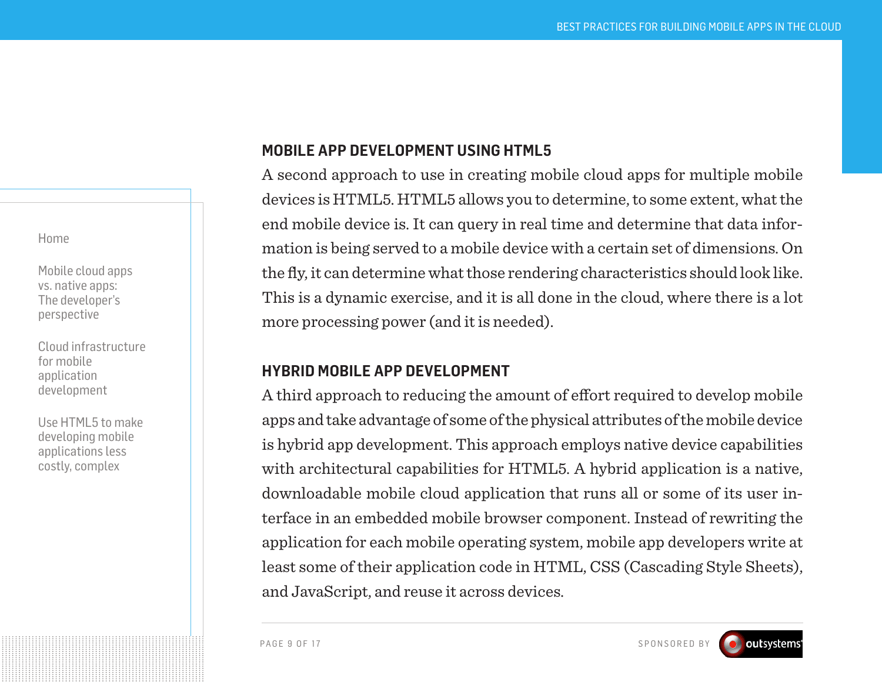## MOBILE APP DEVELOPMENT USING HTML5

A second approach to use in creating mobile cloud apps for multiple mobile devices is HTML5. HTML5 allows you to determine, to some extent, what the end mobile device is. It can query in real time and determine that data information is being served to a mobile device with a certain set of dimensions. On the fly, it can determine what those rendering characteristics should look like. This is a dynamic exercise, and it is all done in the cloud, where there is a lot more processing power (and it is needed).

## HYBRID MOBILE APP DEVELOPMENT

A third approach to reducing the amount of effort required to develop mobile apps and take advantage of some of the physical attributes of the mobile device is hybrid app development. This approach employs native device capabilities with architectural capabilities for HTML5. A hybrid application is a native, downloadable mobile cloud application that runs all or some of its user interface in an embedded mobile browser component. Instead of rewriting the application for each mobile operating system, mobile app developers write at least some of their application code in HTML, CSS (Cascading Style Sheets), and JavaScript, and reuse it across devices.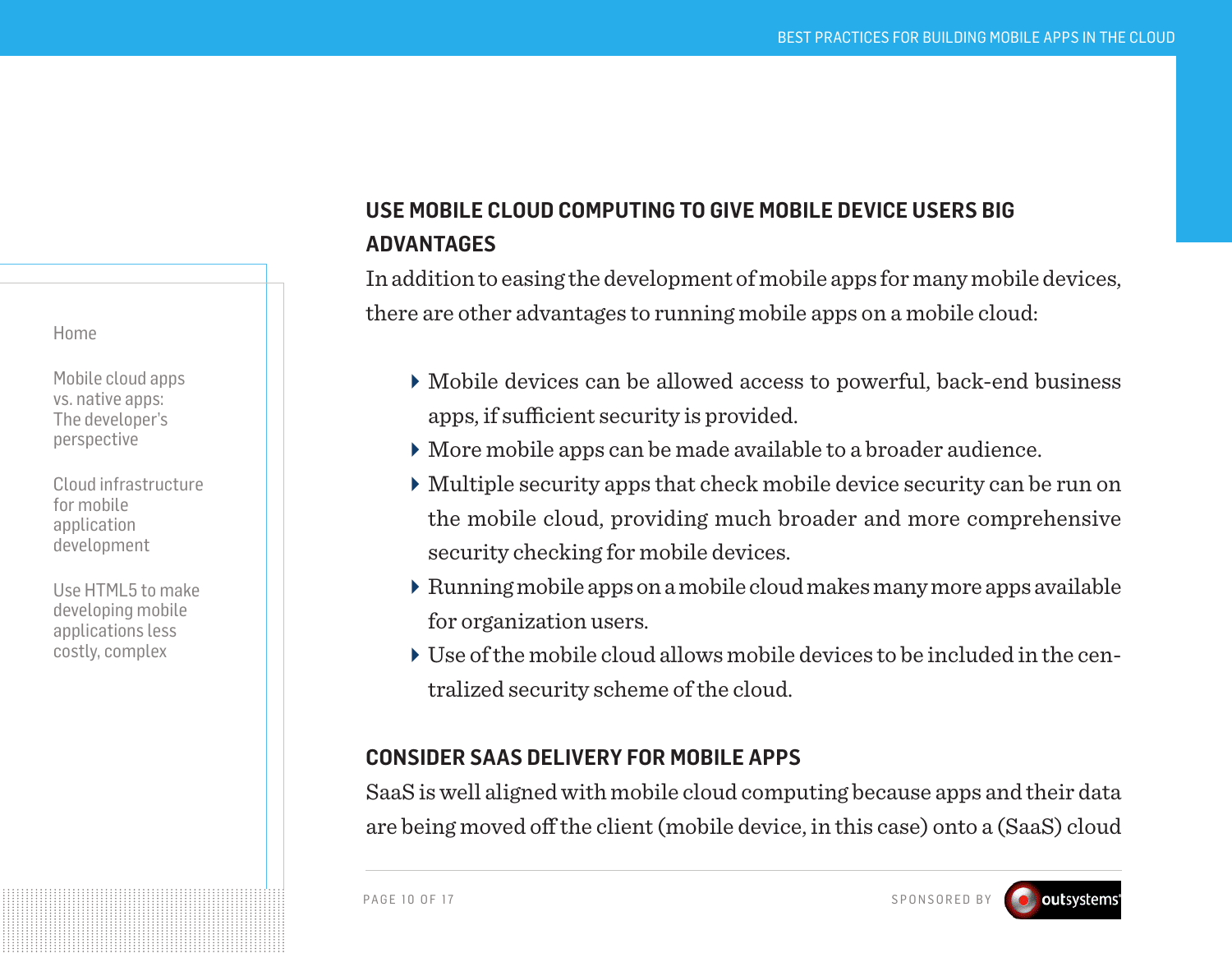## USE MOBILE CLOUD COMPUTING TO GIVE MOBILE DEVICE USERS BIG ADVANTAGES

In addition to easing the development of mobile apps for many mobile devices, there are other advantages to running mobile apps on a mobile cloud:

- Mobile devices can be allowed access to powerful, back-end business apps, if sufficient security is provided.
- More mobile apps can be made available to a broader audience.
- Multiple security apps that check mobile device security can be run on the mobile cloud, providing much broader and more comprehensive security checking for mobile devices.
- Running mobile apps on a mobile cloud makes many more apps available for organization users.
- Use of the mobile cloud allows mobile devices to be included in the centralized security scheme of the cloud.

## CONSIDER SAAS DELIVERY FOR MOBILE APPS

SaaS is well aligned with mobile cloud computing because apps and their data are being moved off the client (mobile device, in this case) onto a (SaaS) cloud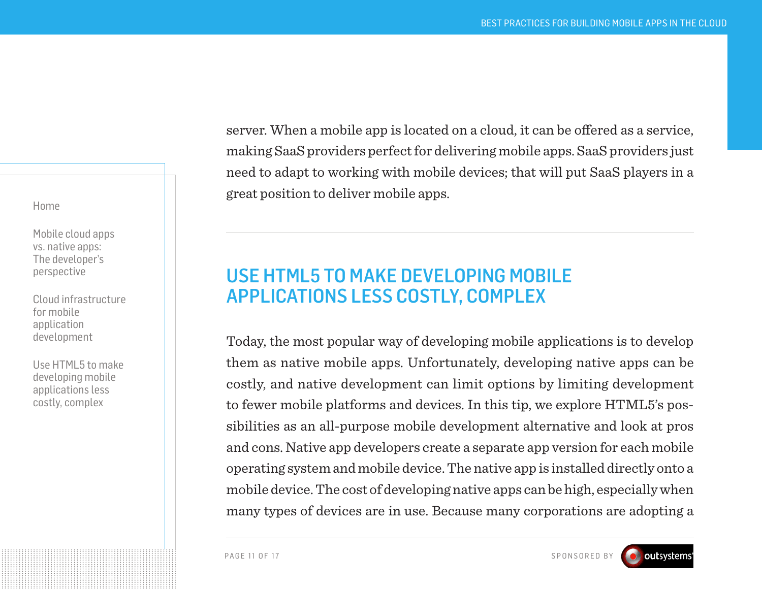server. When a mobile app is located on a cloud, it can be offered as a service, making SaaS providers perfect for delivering mobile apps. SaaS providers just need to adapt to working with mobile devices; that will put SaaS players in a great position to deliver mobile apps.

---

## USE HTML5 TO MAKE DEVELOPING MOBILE APPLICATIONS LESS COSTLY, COMPLEX

Today, the most popular way of developing mobile applications is to develop them as native mobile apps. Unfortunately, developing native apps can be costly, and native development can limit options by limiting development to fewer mobile platforms and devices. In this tip, we explore HTML5's possibilities as an all-purpose mobile development alternative and look at pros and cons. Native app developers create a separate app version for each mobile operating system and mobile device. The native app is installed directly onto a mobile device. The cost of developing native apps can be high, especially when many types of devices are in use. Because many corporations are adopting a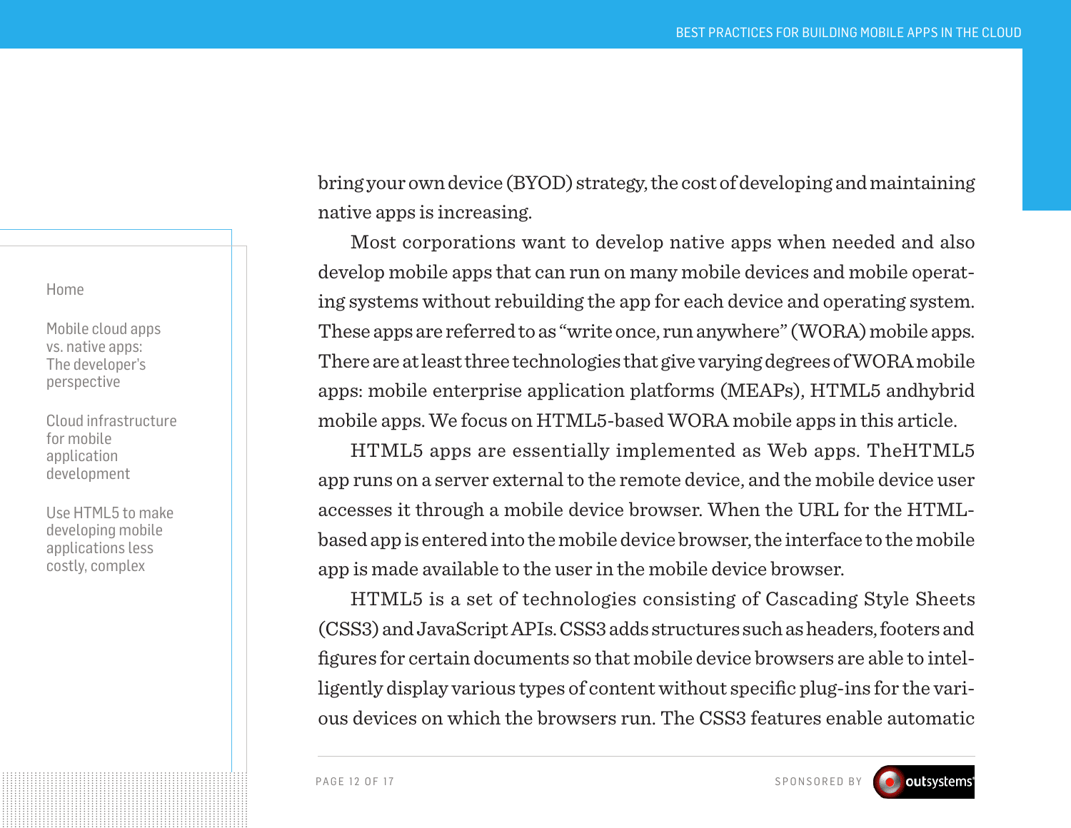bring your own device (BYOD) strategy, the cost of developing and maintaining native apps is increasing.

Most corporations want to develop native apps when needed and also develop mobile apps that can run on many mobile devices and mobile operating systems without rebuilding the app for each device and operating system. These apps are referred to as "write once, run anywhere" (WORA) mobile apps. There are at least three technologies that give varying degrees of WORA mobile apps: mobile enterprise application platforms (MEAPs), HTML5 andhybrid mobile apps. We focus on HTML5-based WORA mobile apps in this article.

HTML5 apps are essentially implemented as Web apps. TheHTML5 app runs on a server external to the remote device, and the mobile device user accesses it through a mobile device browser. When the URL for the HTML-based app is entered into the mobile device browser, the interface to the mobile app is made available to the user in the mobile device browser.

HTML5 is a set of technologies consisting of Cascading Style Sheets (CSS3) and JavaScript APIs. CSS3 adds structures such as headers, footers and figures for certain documents so that mobile device browsers are able to intelligently display various types of content without specific plug-ins for the various devices on which the browsers run. The CSS3 features enable automatic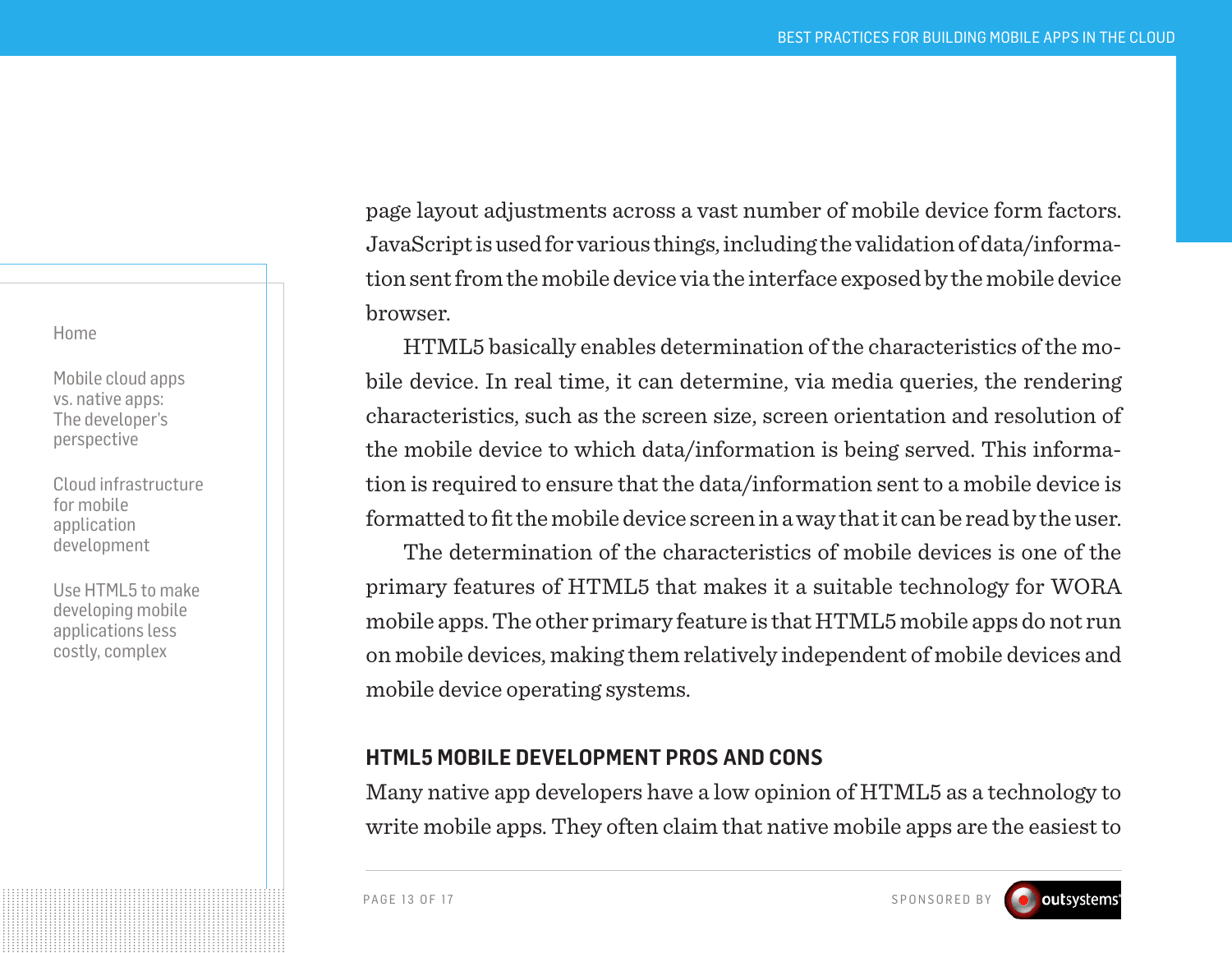page layout adjustments across a vast number of mobile device form factors. JavaScript is used for various things, including the validation of data/information sent from the mobile device via the interface exposed by the mobile device browser.

HTML5 basically enables determination of the characteristics of the mobile device. In real time, it can determine, via media queries, the rendering characteristics, such as the screen size, screen orientation and resolution of the mobile device to which data/information is being served. This information is required to ensure that the data/information sent to a mobile device is formatted to fit the mobile device screen in a way that it can be read by the user.

The determination of the characteristics of mobile devices is one of the primary features of HTML5 that makes it a suitable technology for WORA mobile apps. The other primary feature is that HTML5 mobile apps do not run on mobile devices, making them relatively independent of mobile devices and mobile device operating systems.

## HTML5 MOBILE DEVELOPMENT PROS AND CONS

Many native app developers have a low opinion of HTML5 as a technology to write mobile apps. They often claim that native mobile apps are the easiest to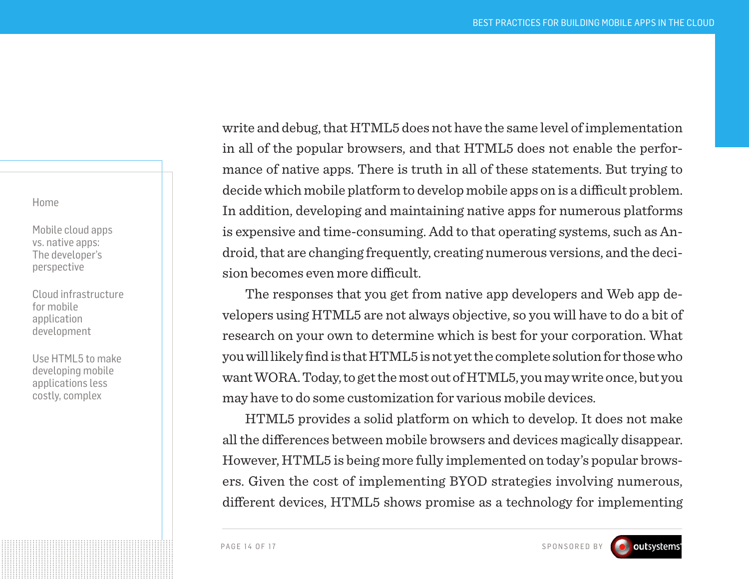write and debug, that HTML5 does not have the same level of implementation in all of the popular browsers, and that HTML5 does not enable the performance of native apps. There is truth in all of these statements. But trying to decide which mobile platform to develop mobile apps on is a difficult problem. In addition, developing and maintaining native apps for numerous platforms is expensive and time-consuming. Add to that operating systems, such as Android, that are changing frequently, creating numerous versions, and the decision becomes even more difficult.

The responses that you get from native app developers and Web app developers using HTML5 are not always objective, so you will have to do a bit of research on your own to determine which is best for your corporation. What you will likely find is that HTML5 is not yet the complete solution for those who want WORA. Today, to get the most out of HTML5, you may write once, but you may have to do some customization for various mobile devices.

HTML5 provides a solid platform on which to develop. It does not make all the differences between mobile browsers and devices magically disappear. However, HTML5 is being more fully implemented on today's popular browsers. Given the cost of implementing BYOD strategies involving numerous, different devices, HTML5 shows promise as a technology for implementing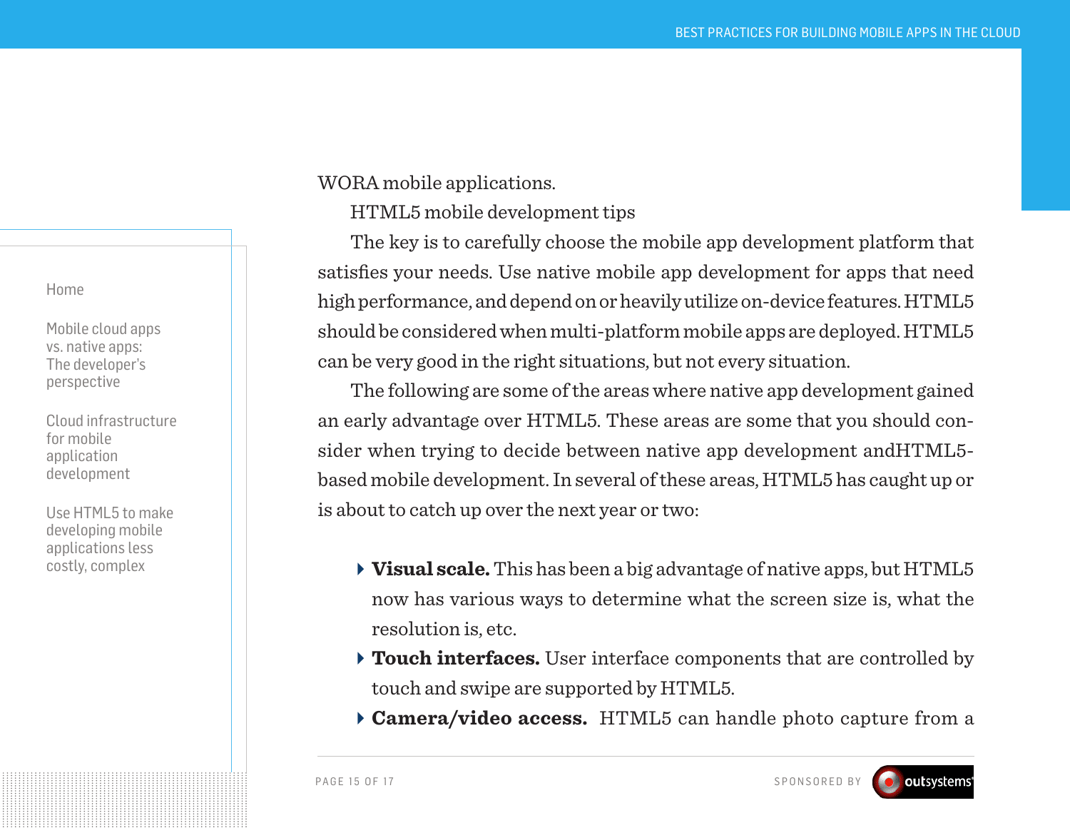WORA mobile applications.

HTML5 mobile development tips

The key is to carefully choose the mobile app development platform that satisfies your needs. Use native mobile app development for apps that need high performance, and depend on or heavily utilize on-device features. HTML5 should be considered when multi-platform mobile apps are deployed. HTML5 can be very good in the right situations, but not every situation.

The following are some of the areas where native app development gained an early advantage over HTML5. These areas are some that you should consider when trying to decide between native app development andHTML5-based mobile development. In several of these areas, HTML5 has caught up or is about to catch up over the next year or two:

- **Visual scale.** This has been a big advantage of native apps, but HTML5 now has various ways to determine what the screen size is, what the resolution is, etc.
- **Touch interfaces.** User interface components that are controlled by touch and swipe are supported by HTML5.
- **Camera/video access.** HTML5 can handle photo capture from a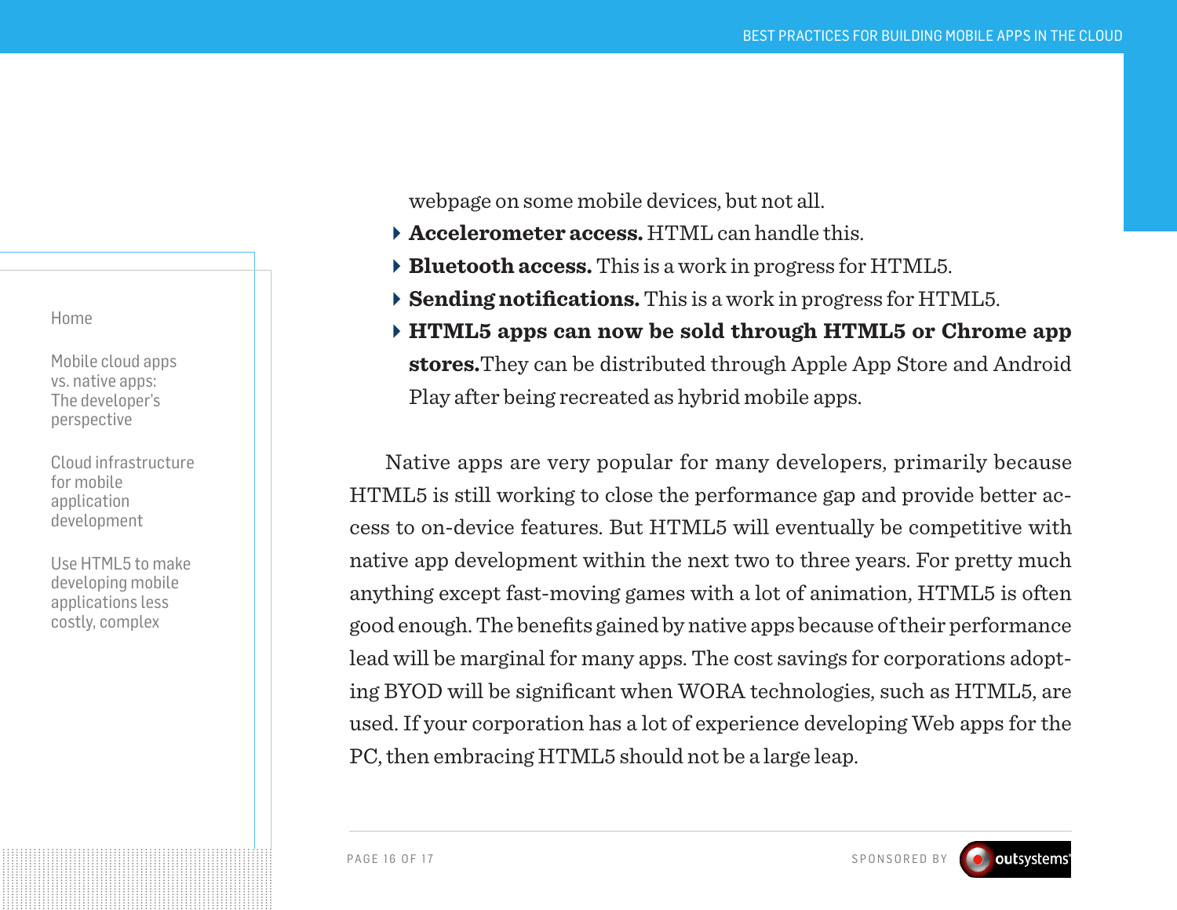webpage on some mobile devices, but not all.

- **Accelerometer access.** HTML can handle this.
- **Bluetooth access.** This is a work in progress for HTML5.
- **Sending notifications.** This is a work in progress for HTML5.
- **HTML5 apps can now be sold through HTML5 or Chrome app stores.**They can be distributed through Apple App Store and Android Play after being recreated as hybrid mobile apps.

Native apps are very popular for many developers, primarily because HTML5 is still working to close the performance gap and provide better access to on-device features. But HTML5 will eventually be competitive with native app development within the next two to three years. For pretty much anything except fast-moving games with a lot of animation, HTML5 is often good enough. The benefits gained by native apps because of their performance lead will be marginal for many apps. The cost savings for corporations adopting BYOD will be significant when WORA technologies, such as HTML5, are used. If your corporation has a lot of experience developing Web apps for the PC, then embracing HTML5 should not be a large leap.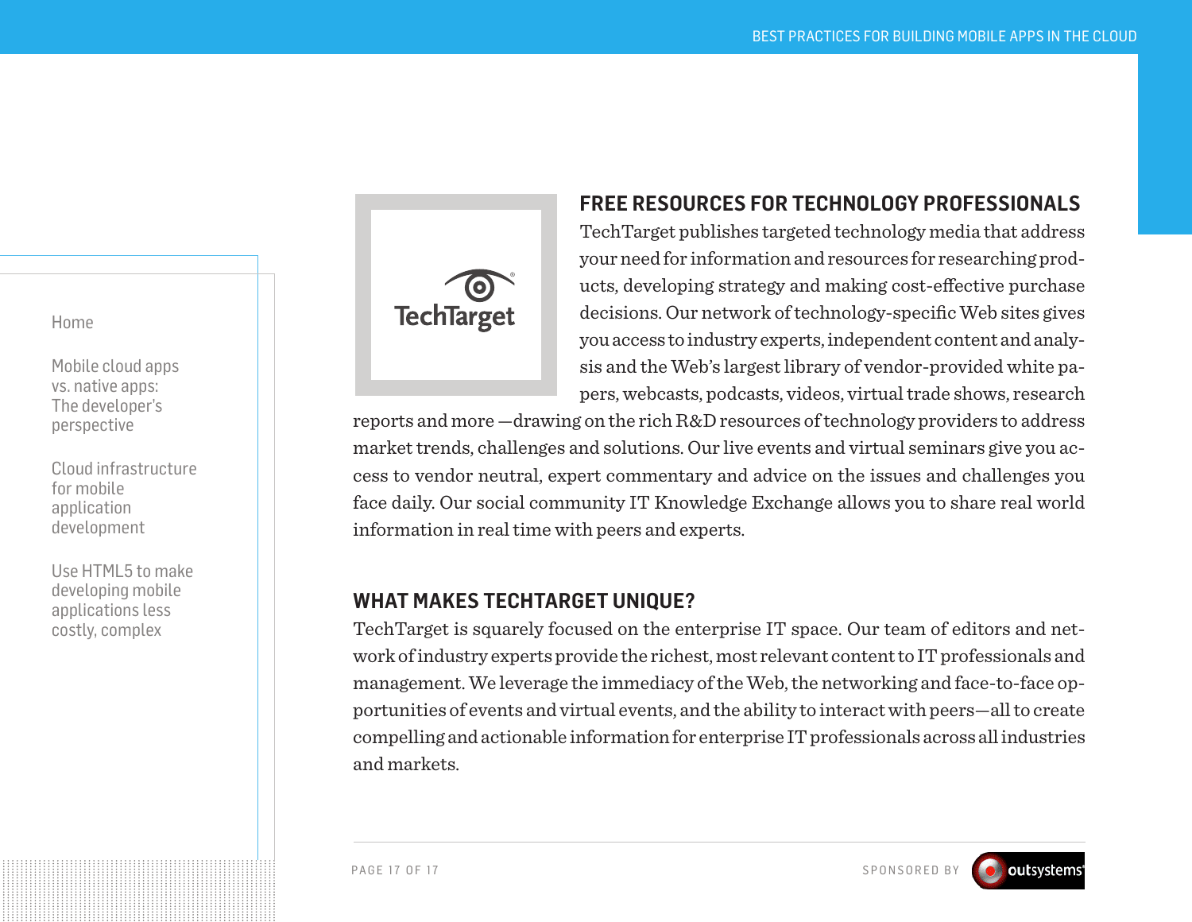## FREE RESOURCES FOR TECHNOLOGY PROFESSIONALS

TechTarget publishes targeted technology media that address your need for information and resources for researching products, developing strategy and making cost-effective purchase decisions. Our network of technology-specific Web sites gives you access to industry experts, independent content and analysis and the Web's largest library of vendor-provided white papers, webcasts, podcasts, videos, virtual trade shows, research reports and more —drawing on the rich R&D resources of technology providers to address market trends, challenges and solutions. Our live events and virtual seminars give you access to vendor neutral, expert commentary and advice on the issues and challenges you face daily. Our social community IT Knowledge Exchange allows you to share real world information in real time with peers and experts.

## WHAT MAKES TECHTARGET UNIQUE?

TechTarget is squarely focused on the enterprise IT space. Our team of editors and network of industry experts provide the richest, most relevant content to IT professionals and management. We leverage the immediacy of the Web, the networking and face-to-face opportunities of events and virtual events, and the ability to interact with peers—all to create compelling and actionable information for enterprise IT professionals across all industries and markets.